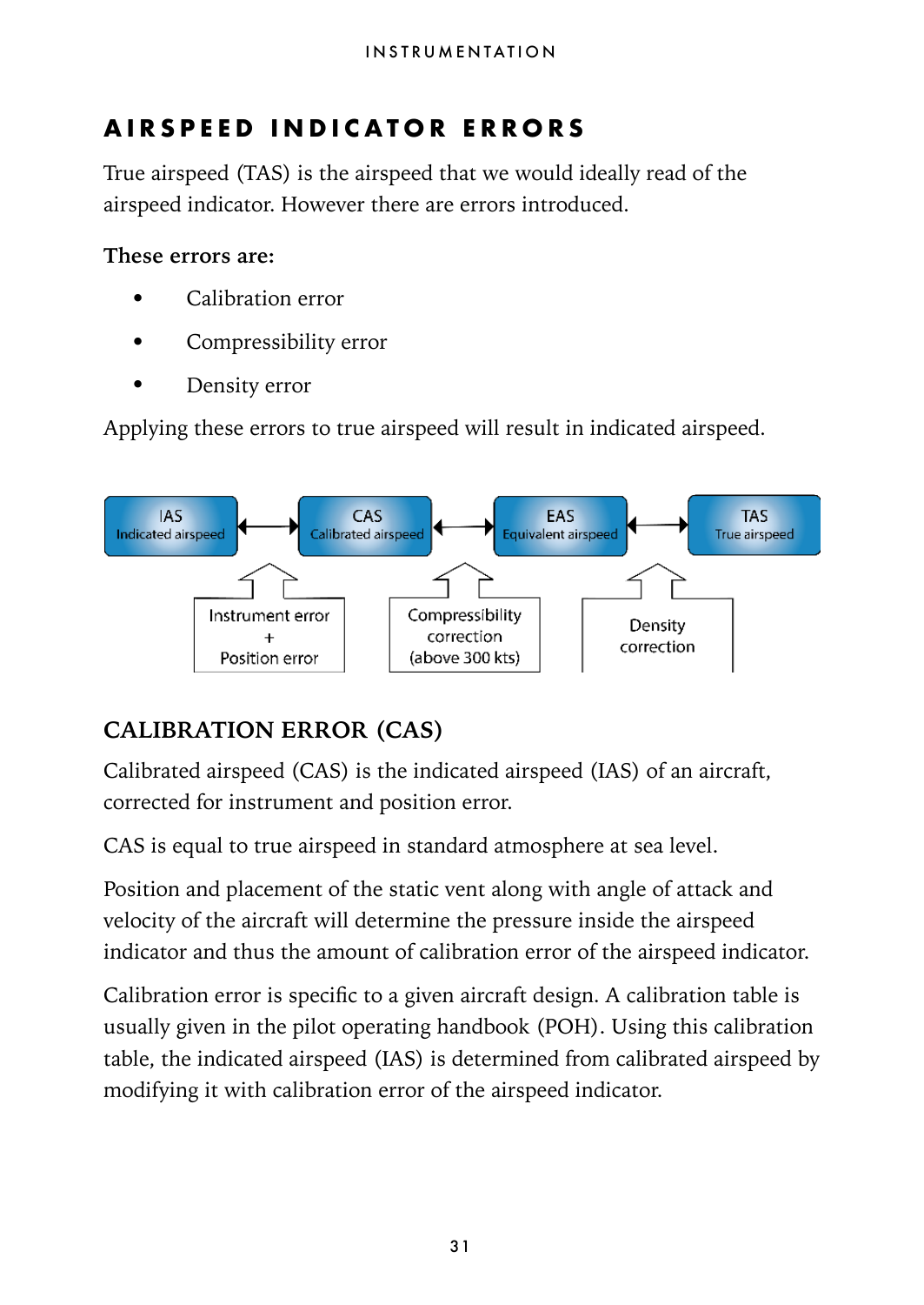## AIRSPEED INDICATOR ERRORS

True airspeed (TAS) is the airspeed that we would ideally read of the airspeed indicator. However there are errors introduced.

**These errors are:**

- Calibration error
- Compressibility error
- Density error

Applying these errors to true airspeed will result in indicated airspeed.

IAS Indicated airspeed ↔ CAS Calibrated airspeed ↔ EAS Equivalent airspeed ↔ TAS True airspeed

- IAS ↔ CAS: Instrument error + Position error
- CAS ↔ EAS: Compressibility correction (above 300 kts)
- EAS ↔ TAS: Density correction

### CALIBRATION ERROR (CAS)

Calibrated airspeed (CAS) is the indicated airspeed (IAS) of an aircraft, corrected for instrument and position error.

CAS is equal to true airspeed in standard atmosphere at sea level.

Position and placement of the static vent along with angle of attack and velocity of the aircraft will determine the pressure inside the airspeed indicator and thus the amount of calibration error of the airspeed indicator.

Calibration error is specific to a given aircraft design. A calibration table is usually given in the pilot operating handbook (POH). Using this calibration table, the indicated airspeed (IAS) is determined from calibrated airspeed by modifying it with calibration error of the airspeed indicator.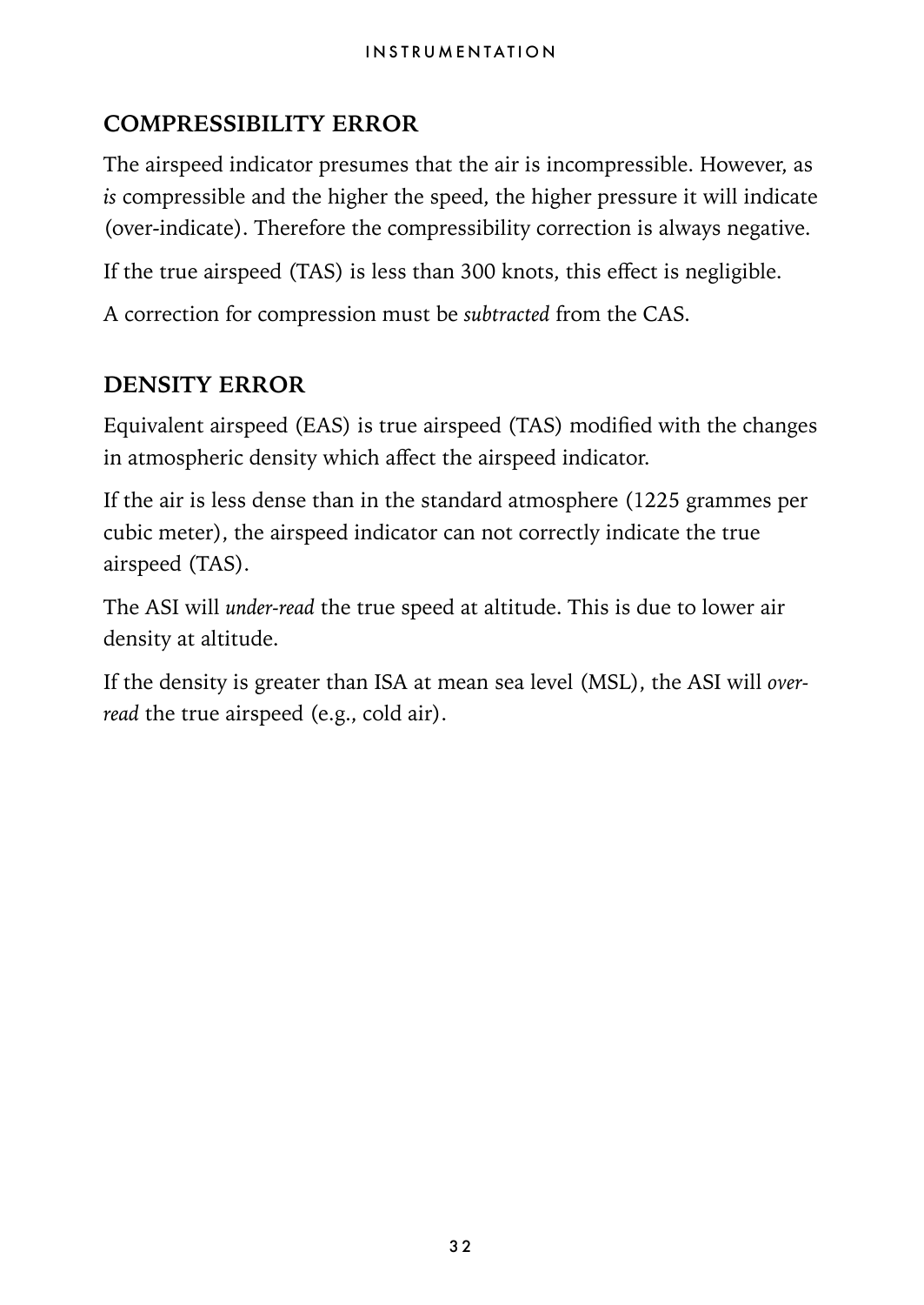## COMPRESSIBILITY ERROR

The airspeed indicator presumes that the air is incompressible. However, as *is* compressible and the higher the speed, the higher pressure it will indicate (over-indicate). Therefore the compressibility correction is always negative.

If the true airspeed (TAS) is less than 300 knots, this effect is negligible.

A correction for compression must be *subtracted* from the CAS.

## DENSITY ERROR

Equivalent airspeed (EAS) is true airspeed (TAS) modified with the changes in atmospheric density which affect the airspeed indicator.

If the air is less dense than in the standard atmosphere (1225 grammes per cubic meter), the airspeed indicator can not correctly indicate the true airspeed (TAS).

The ASI will *under-read* the true speed at altitude. This is due to lower air density at altitude.

If the density is greater than ISA at mean sea level (MSL), the ASI will *over-read* the true airspeed (e.g., cold air).